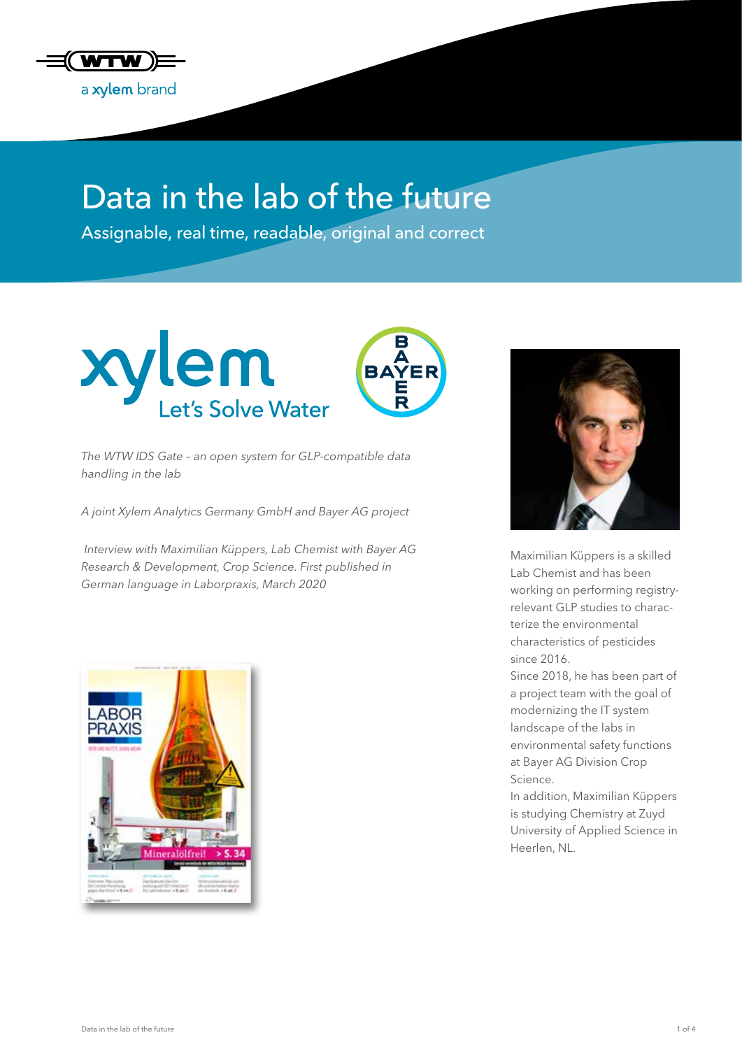# Data in the lab of the future

Assignable, real time, readable, original and correct

*The WTW IDS Gate – an open system for GLP-compatible data handling in the lab*

*A joint Xylem Analytics Germany GmbH and Bayer AG project*

*Interview with Maximilian Küppers, Lab Chemist with Bayer AG Research & Development, Crop Science. First published in German language in Laborpraxis, March 2020*

Maximilian Küppers is a skilled Lab Chemist and has been working on performing registry-relevant GLP studies to characterize the environmental characteristics of pesticides since 2016.
Since 2018, he has been part of a project team with the goal of modernizing the IT system landscape of the labs in environmental safety functions at Bayer AG Division Crop Science.
In addition, Maximilian Küppers is studying Chemistry at Zuyd University of Applied Science in Heerlen, NL.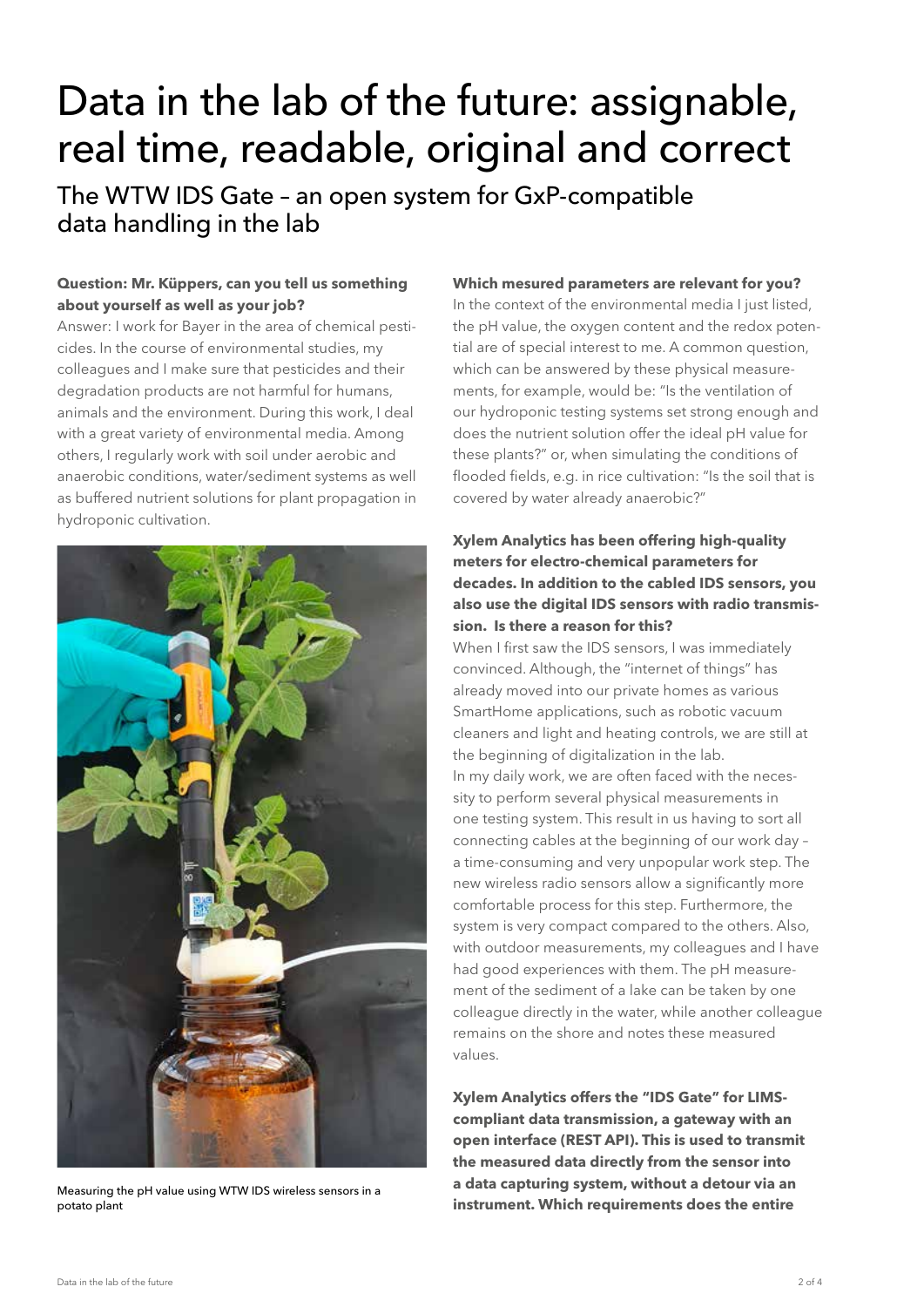# Data in the lab of the future: assignable, real time, readable, original and correct

## The WTW IDS Gate – an open system for GxP-compatible data handling in the lab

**Question: Mr. Küppers, can you tell us something about yourself as well as your job?**

Answer: I work for Bayer in the area of chemical pesticides. In the course of environmental studies, my colleagues and I make sure that pesticides and their degradation products are not harmful for humans, animals and the environment. During this work, I deal with a great variety of environmental media. Among others, I regularly work with soil under aerobic and anaerobic conditions, water/sediment systems as well as buffered nutrient solutions for plant propagation in hydroponic cultivation.

Measuring the pH value using WTW IDS wireless sensors in a potato plant

**Which mesured parameters are relevant for you?**

In the context of the environmental media I just listed, the pH value, the oxygen content and the redox potential are of special interest to me. A common question, which can be answered by these physical measurements, for example, would be: "Is the ventilation of our hydroponic testing systems set strong enough and does the nutrient solution offer the ideal pH value for these plants?" or, when simulating the conditions of flooded fields, e.g. in rice cultivation: "Is the soil that is covered by water already anaerobic?"

**Xylem Analytics has been offering high-quality meters for electro-chemical parameters for decades. In addition to the cabled IDS sensors, you also use the digital IDS sensors with radio transmission. Is there a reason for this?**

When I first saw the IDS sensors, I was immediately convinced. Although, the "internet of things" has already moved into our private homes as various SmartHome applications, such as robotic vacuum cleaners and light and heating controls, we are still at the beginning of digitalization in the lab.

In my daily work, we are often faced with the necessity to perform several physical measurements in one testing system. This result in us having to sort all connecting cables at the beginning of our work day – a time-consuming and very unpopular work step. The new wireless radio sensors allow a significantly more comfortable process for this step. Furthermore, the system is very compact compared to the others. Also, with outdoor measurements, my colleagues and I have had good experiences with them. The pH measurement of the sediment of a lake can be taken by one colleague directly in the water, while another colleague remains on the shore and notes these measured values.

**Xylem Analytics offers the "IDS Gate" for LIMS-compliant data transmission, a gateway with an open interface (REST API). This is used to transmit the measured data directly from the sensor into a data capturing system, without a detour via an instrument. Which requirements does the entire**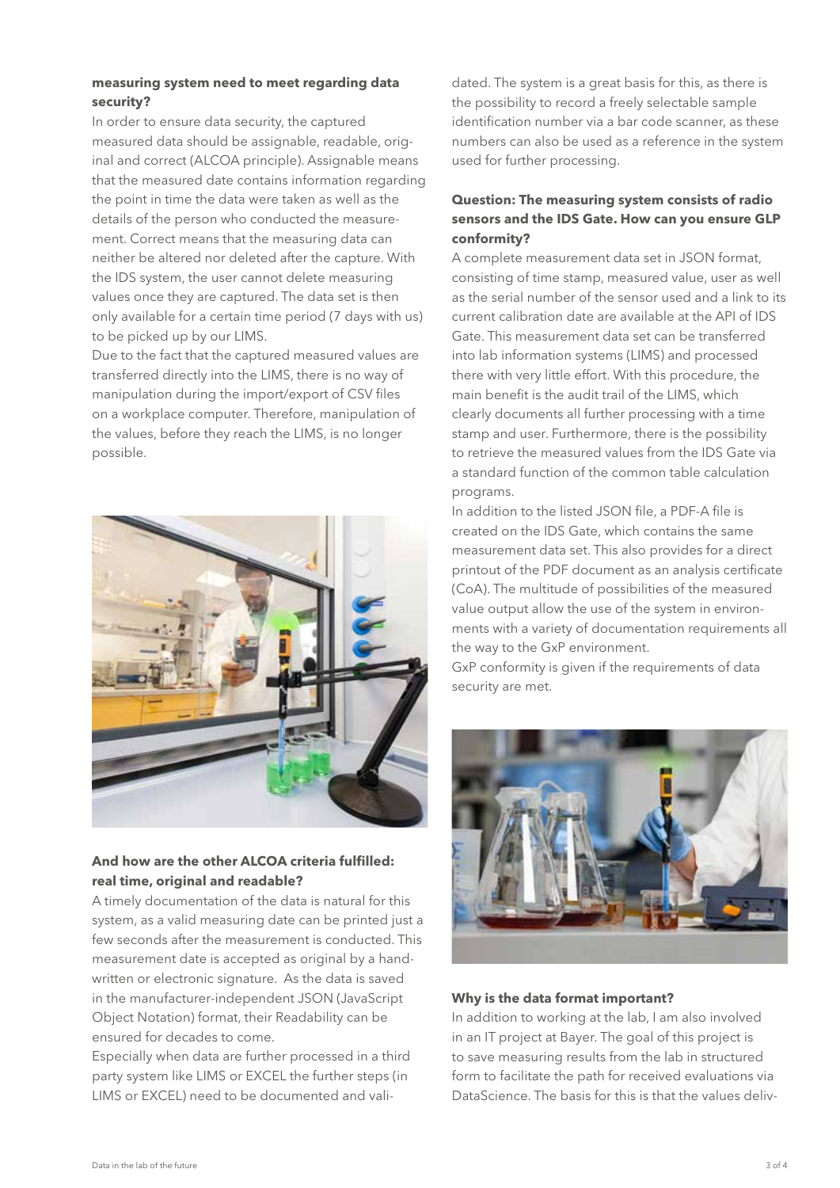**measuring system need to meet regarding data security?**

In order to ensure data security, the captured measured data should be assignable, readable, original and correct (ALCOA principle). Assignable means that the measured date contains information regarding the point in time the data were taken as well as the details of the person who conducted the measurement. Correct means that the measuring data can neither be altered nor deleted after the capture. With the IDS system, the user cannot delete measuring values once they are captured. The data set is then only available for a certain time period (7 days with us) to be picked up by our LIMS.

Due to the fact that the captured measured values are transferred directly into the LIMS, there is no way of manipulation during the import/export of CSV files on a workplace computer. Therefore, manipulation of the values, before they reach the LIMS, is no longer possible.

**And how are the other ALCOA criteria fulfilled: real time, original and readable?**

A timely documentation of the data is natural for this system, as a valid measuring date can be printed just a few seconds after the measurement is conducted. This measurement date is accepted as original by a handwritten or electronic signature. As the data is saved in the manufacturer-independent JSON (JavaScript Object Notation) format, their Readability can be ensured for decades to come.

Especially when data are further processed in a third party system like LIMS or EXCEL the further steps (in LIMS or EXCEL) need to be documented and validated. The system is a great basis for this, as there is the possibility to record a freely selectable sample identification number via a bar code scanner, as these numbers can also be used as a reference in the system used for further processing.

**Question: The measuring system consists of radio sensors and the IDS Gate. How can you ensure GLP conformity?**

A complete measurement data set in JSON format, consisting of time stamp, measured value, user as well as the serial number of the sensor used and a link to its current calibration date are available at the API of IDS Gate. This measurement data set can be transferred into lab information systems (LIMS) and processed there with very little effort. With this procedure, the main benefit is the audit trail of the LIMS, which clearly documents all further processing with a time stamp and user. Furthermore, there is the possibility to retrieve the measured values from the IDS Gate via a standard function of the common table calculation programs.

In addition to the listed JSON file, a PDF-A file is created on the IDS Gate, which contains the same measurement data set. This also provides for a direct printout of the PDF document as an analysis certificate (CoA). The multitude of possibilities of the measured value output allow the use of the system in environments with a variety of documentation requirements all the way to the GxP environment.

GxP conformity is given if the requirements of data security are met.

**Why is the data format important?**

In addition to working at the lab, I am also involved in an IT project at Bayer. The goal of this project is to save measuring results from the lab in structured form to facilitate the path for received evaluations via DataScience. The basis for this is that the values deliv-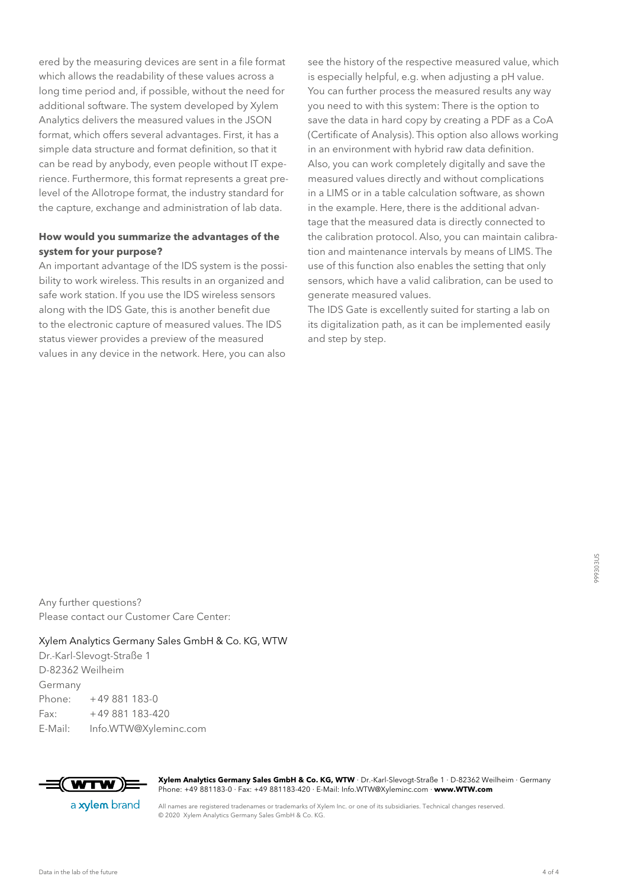ered by the measuring devices are sent in a file format which allows the readability of these values across a long time period and, if possible, without the need for additional software. The system developed by Xylem Analytics delivers the measured values in the JSON format, which offers several advantages. First, it has a simple data structure and format definition, so that it can be read by anybody, even people without IT experience. Furthermore, this format represents a great prelevel of the Allotrope format, the industry standard for the capture, exchange and administration of lab data.

**How would you summarize the advantages of the system for your purpose?**

An important advantage of the IDS system is the possibility to work wireless. This results in an organized and safe work station. If you use the IDS wireless sensors along with the IDS Gate, this is another benefit due to the electronic capture of measured values. The IDS status viewer provides a preview of the measured values in any device in the network. Here, you can also see the history of the respective measured value, which is especially helpful, e.g. when adjusting a pH value. You can further process the measured results any way you need to with this system: There is the option to save the data in hard copy by creating a PDF as a CoA (Certificate of Analysis). This option also allows working in an environment with hybrid raw data definition. Also, you can work completely digitally and save the measured values directly and without complications in a LIMS or in a table calculation software, as shown in the example. Here, there is the additional advantage that the measured data is directly connected to the calibration protocol. Also, you can maintain calibration and maintenance intervals by means of LIMS. The use of this function also enables the setting that only sensors, which have a valid calibration, can be used to generate measured values.

The IDS Gate is excellently suited for starting a lab on its digitalization path, as it can be implemented easily and step by step.

Any further questions?
Please contact our Customer Care Center:

Xylem Analytics Germany Sales GmbH & Co. KG, WTW
Dr.-Karl-Slevogt-Straße 1
D-82362 Weilheim
Germany
Phone: +49 881 183-0
Fax: +49 881 183-420
E-Mail: Info.WTW@Xyleminc.com

999303US

WTW
a xylem brand

**Xylem Analytics Germany Sales GmbH & Co. KG, WTW** · Dr.-Karl-Slevogt-Straße 1 · D-82362 Weilheim · Germany
Phone: +49 881183-0 · Fax: +49 881183-420 · E-Mail: Info.WTW@Xyleminc.com · **www.WTW.com**

All names are registered tradenames or trademarks of Xylem Inc. or one of its subsidiaries. Technical changes reserved.
© 2020 Xylem Analytics Germany Sales GmbH & Co. KG.